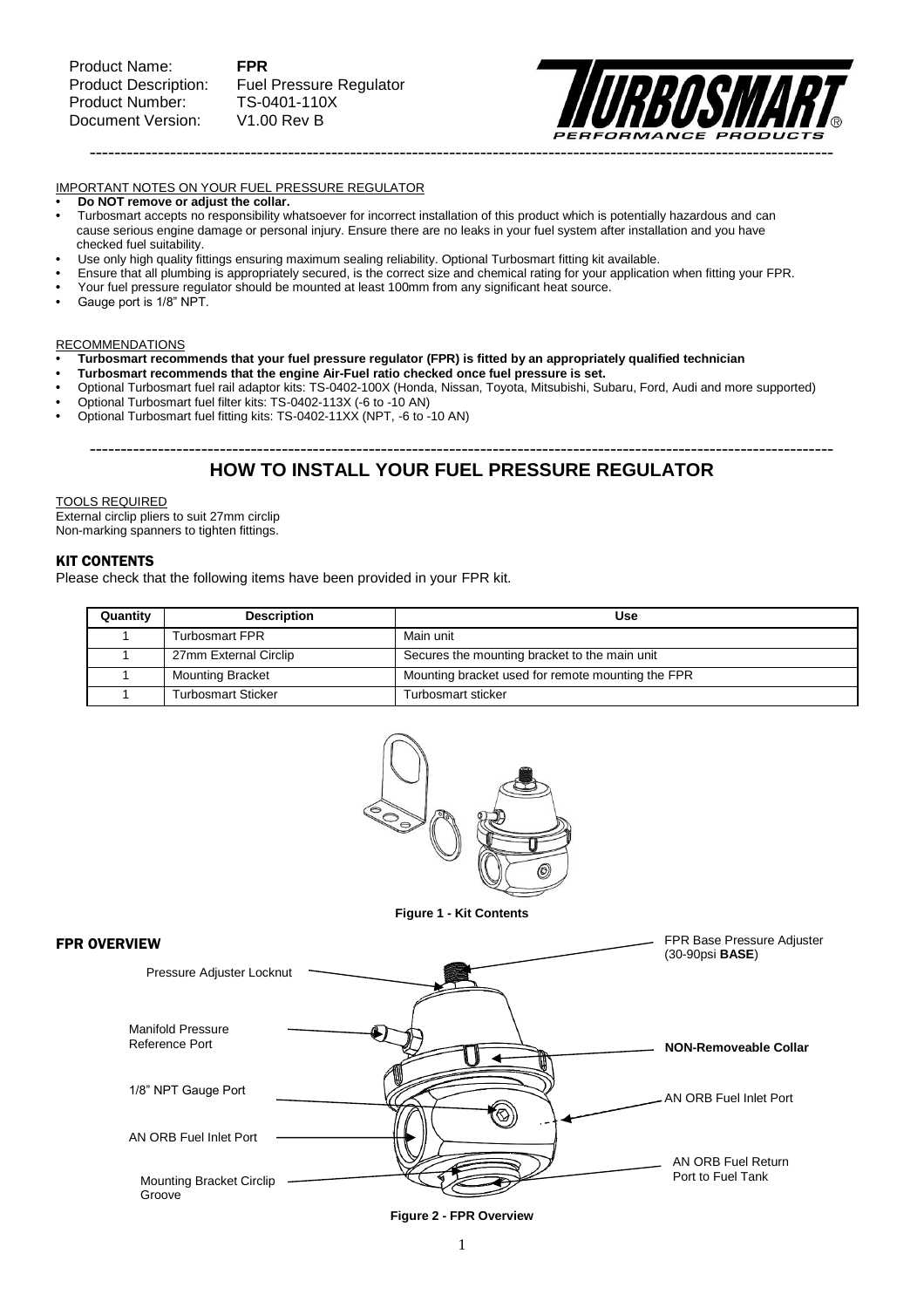Product Name: **FPR**
Product Description: Fuel Pressure Regulator
Product Number: TS-0401-110X
Document Version: V1.00 Rev B

IMPORTANT NOTES ON YOUR FUEL PRESSURE REGULATOR

- **Do NOT remove or adjust the collar.**
- Turbosmart accepts no responsibility whatsoever for incorrect installation of this product which is potentially hazardous and can cause serious engine damage or personal injury. Ensure there are no leaks in your fuel system after installation and you have checked fuel suitability.
- Use only high quality fittings ensuring maximum sealing reliability. Optional Turbosmart fitting kit available.
- Ensure that all plumbing is appropriately secured, is the correct size and chemical rating for your application when fitting your FPR.
- Your fuel pressure regulator should be mounted at least 100mm from any significant heat source.
- Gauge port is 1/8" NPT.

RECOMMENDATIONS

- **Turbosmart recommends that your fuel pressure regulator (FPR) is fitted by an appropriately qualified technician**
- **Turbosmart recommends that the engine Air-Fuel ratio checked once fuel pressure is set.**
- Optional Turbosmart fuel rail adaptor kits: TS-0402-100X (Honda, Nissan, Toyota, Mitsubishi, Subaru, Ford, Audi and more supported)
- Optional Turbosmart fuel filter kits: TS-0402-113X (-6 to -10 AN)
- Optional Turbosmart fuel fitting kits: TS-0402-11XX (NPT, -6 to -10 AN)

# HOW TO INSTALL YOUR FUEL PRESSURE REGULATOR

TOOLS REQUIRED
External circlip pliers to suit 27mm circlip
Non-marking spanners to tighten fittings.

## KIT CONTENTS

Please check that the following items have been provided in your FPR kit.

| Quantity | Description | Use |
|---|---|---|
| 1 | Turbosmart FPR | Main unit |
| 1 | 27mm External Circlip | Secures the mounting bracket to the main unit |
| 1 | Mounting Bracket | Mounting bracket used for remote mounting the FPR |
| 1 | Turbosmart Sticker | Turbosmart sticker |

**Figure 1 - Kit Contents**

## FPR OVERVIEW

Pressure Adjuster Locknut
Manifold Pressure Reference Port
1/8" NPT Gauge Port
AN ORB Fuel Inlet Port
Mounting Bracket Circlip Groove
FPR Base Pressure Adjuster (30-90psi **BASE**)
**NON-Removeable Collar**
AN ORB Fuel Inlet Port
AN ORB Fuel Return Port to Fuel Tank

**Figure 2 - FPR Overview**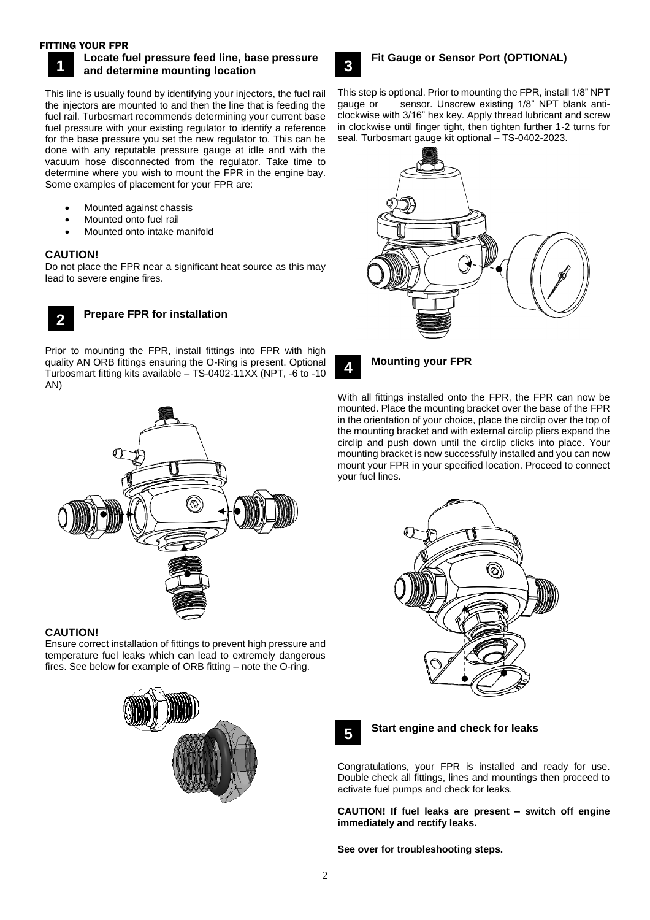# FITTING YOUR FPR

## 1 Locate fuel pressure feed line, base pressure and determine mounting location

This line is usually found by identifying your injectors, the fuel rail the injectors are mounted to and then the line that is feeding the fuel rail. Turbosmart recommends determining your current base fuel pressure with your existing regulator to identify a reference for the base pressure you set the new regulator to. This can be done with any reputable pressure gauge at idle and with the vacuum hose disconnected from the regulator. Take time to determine where you wish to mount the FPR in the engine bay. Some examples of placement for your FPR are:

- Mounted against chassis
- Mounted onto fuel rail
- Mounted onto intake manifold

**CAUTION!**
Do not place the FPR near a significant heat source as this may lead to severe engine fires.

## 2 Prepare FPR for installation

Prior to mounting the FPR, install fittings into FPR with high quality AN ORB fittings ensuring the O-Ring is present. Optional Turbosmart fitting kits available – TS-0402-11XX (NPT, -6 to -10 AN)

**CAUTION!**
Ensure correct installation of fittings to prevent high pressure and temperature fuel leaks which can lead to extremely dangerous fires. See below for example of ORB fitting – note the O-ring.

## 3 Fit Gauge or Sensor Port (OPTIONAL)

This step is optional. Prior to mounting the FPR, install 1/8" NPT gauge or sensor. Unscrew existing 1/8" NPT blank anti-clockwise with 3/16" hex key. Apply thread lubricant and screw in clockwise until finger tight, then tighten further 1-2 turns for seal. Turbosmart gauge kit optional – TS-0402-2023.

## 4 Mounting your FPR

With all fittings installed onto the FPR, the FPR can now be mounted. Place the mounting bracket over the base of the FPR in the orientation of your choice, place the circlip over the top of the mounting bracket and with external circlip pliers expand the circlip and push down until the circlip clicks into place. Your mounting bracket is now successfully installed and you can now mount your FPR in your specified location. Proceed to connect your fuel lines.

## 5 Start engine and check for leaks

Congratulations, your FPR is installed and ready for use. Double check all fittings, lines and mountings then proceed to activate fuel pumps and check for leaks.

**CAUTION! If fuel leaks are present – switch off engine immediately and rectify leaks.**

**See over for troubleshooting steps.**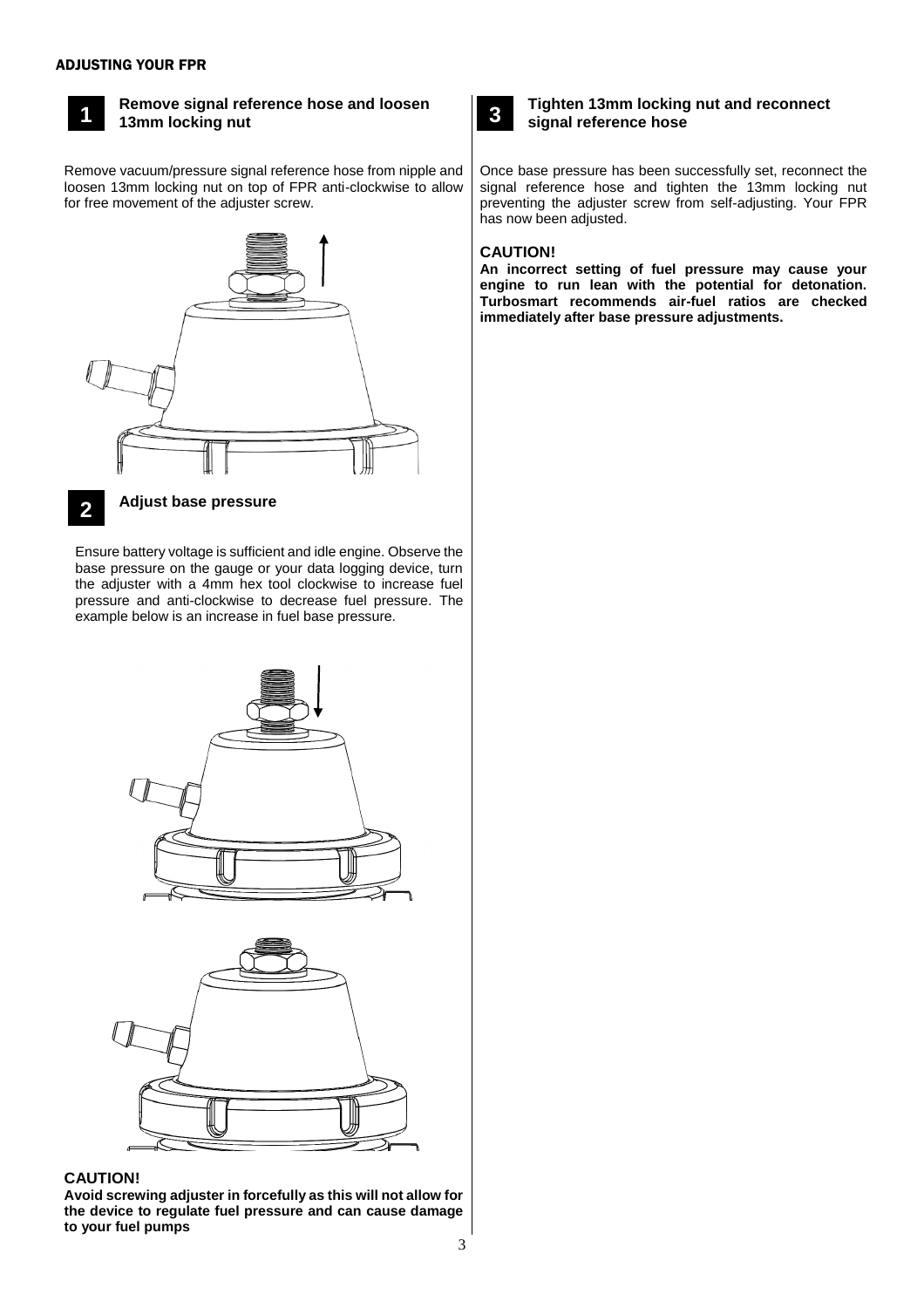## ADJUSTING YOUR FPR

### 1 Remove signal reference hose and loosen 13mm locking nut

Remove vacuum/pressure signal reference hose from nipple and loosen 13mm locking nut on top of FPR anti-clockwise to allow for free movement of the adjuster screw.

### 2 Adjust base pressure

Ensure battery voltage is sufficient and idle engine. Observe the base pressure on the gauge or your data logging device, turn the adjuster with a 4mm hex tool clockwise to increase fuel pressure and anti-clockwise to decrease fuel pressure. The example below is an increase in fuel base pressure.

**CAUTION!**

**Avoid screwing adjuster in forcefully as this will not allow for the device to regulate fuel pressure and can cause damage to your fuel pumps**

### 3 Tighten 13mm locking nut and reconnect signal reference hose

Once base pressure has been successfully set, reconnect the signal reference hose and tighten the 13mm locking nut preventing the adjuster screw from self-adjusting. Your FPR has now been adjusted.

**CAUTION!**

**An incorrect setting of fuel pressure may cause your engine to run lean with the potential for detonation. Turbosmart recommends air-fuel ratios are checked immediately after base pressure adjustments.**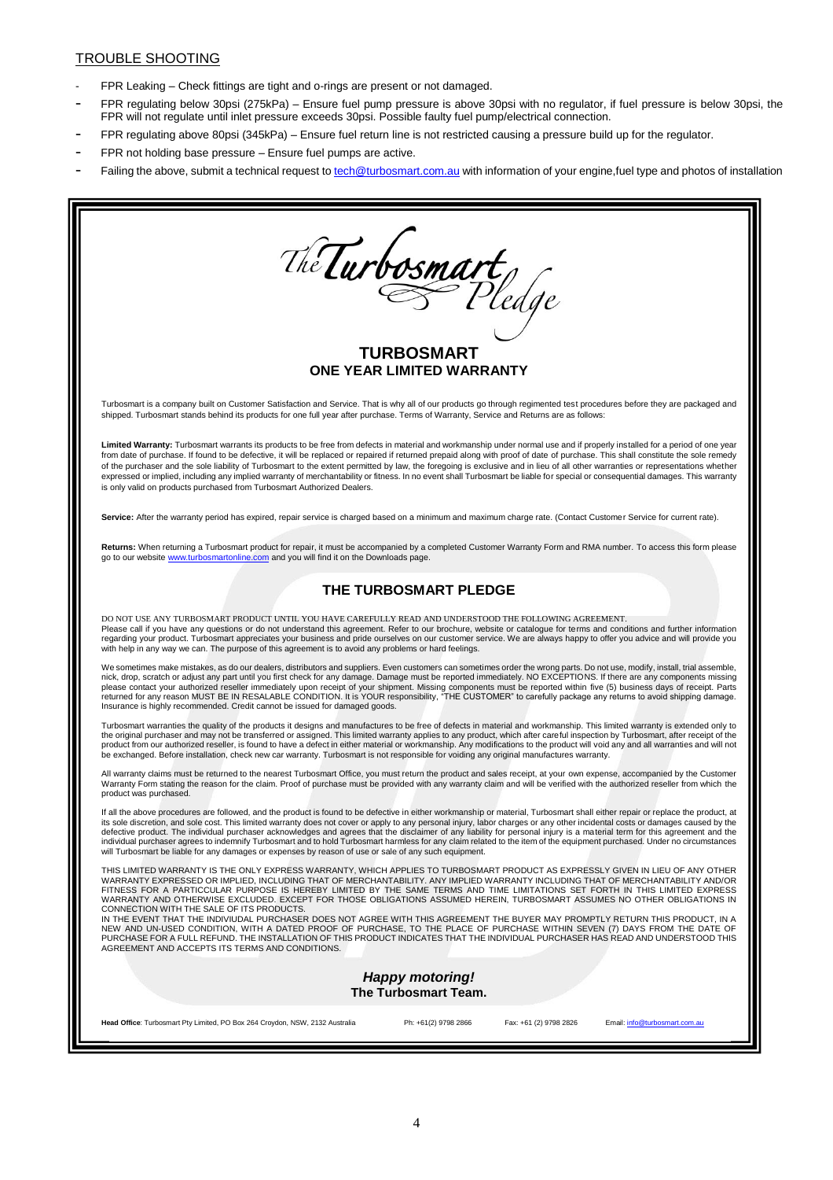## TROUBLE SHOOTING

- FPR Leaking – Check fittings are tight and o-rings are present or not damaged.
- FPR regulating below 30psi (275kPa) – Ensure fuel pump pressure is above 30psi with no regulator, if fuel pressure is below 30psi, the FPR will not regulate until inlet pressure exceeds 30psi. Possible faulty fuel pump/electrical connection.
- FPR regulating above 80psi (345kPa) – Ensure fuel return line is not restricted causing a pressure build up for the regulator.
- FPR not holding base pressure – Ensure fuel pumps are active.
- Failing the above, submit a technical request to tech@turbosmart.com.au with information of your engine,fuel type and photos of installation

*The Turbosmart Pledge*

## TURBOSMART
## ONE YEAR LIMITED WARRANTY

Turbosmart is a company built on Customer Satisfaction and Service. That is why all of our products go through regimented test procedures before they are packaged and shipped. Turbosmart stands behind its products for one full year after purchase. Terms of Warranty, Service and Returns are as follows:

**Limited Warranty:** Turbosmart warrants its products to be free from defects in material and workmanship under normal use and if properly installed for a period of one year from date of purchase. If found to be defective, it will be replaced or repaired if returned prepaid along with proof of date of purchase. This shall constitute the sole remedy of the purchaser and the sole liability of Turbosmart to the extent permitted by law, the foregoing is exclusive and in lieu of all other warranties or representations whether expressed or implied, including any implied warranty of merchantability or fitness. In no event shall Turbosmart be liable for special or consequential damages. This warranty is only valid on products purchased from Turbosmart Authorized Dealers.

**Service:** After the warranty period has expired, repair service is charged based on a minimum and maximum charge rate. (Contact Customer Service for current rate).

**Returns:** When returning a Turbosmart product for repair, it must be accompanied by a completed Customer Warranty Form and RMA number. To access this form please go to our website www.turbosmartonline.com and you will find it on the Downloads page.

## THE TURBOSMART PLEDGE

DO NOT USE ANY TURBOSMART PRODUCT UNTIL YOU HAVE CAREFULLY READ AND UNDERSTOOD THE FOLLOWING AGREEMENT.
Please call if you have any questions or do not understand this agreement. Refer to our brochure, website or catalogue for terms and conditions and further information regarding your product. Turbosmart appreciates your business and pride ourselves on our customer service. We are always happy to offer you advice and will provide you with help in any way we can. The purpose of this agreement is to avoid any problems or hard feelings.

We sometimes make mistakes, as do our dealers, distributors and suppliers. Even customers can sometimes order the wrong parts. Do not use, modify, install, trial assemble, nick, drop, scratch or adjust any part until you first check for any damage. Damage must be reported immediately. NO EXCEPTIONS. If there are any components missing please contact your authorized reseller immediately upon receipt of your shipment. Missing components must be reported within five (5) business days of receipt. Parts returned for any reason MUST BE IN RESALABLE CONDITION. It is YOUR responsibility, "THE CUSTOMER" to carefully package any returns to avoid shipping damage. Insurance is highly recommended. Credit cannot be issued for damaged goods.

Turbosmart warranties the quality of the products it designs and manufactures to be free of defects in material and workmanship. This limited warranty is extended only to the original purchaser and may not be transferred or assigned. This limited warranty applies to any product, which after careful inspection by Turbosmart, after receipt of the product from our authorized reseller, is found to have a defect in either material or workmanship. Any modifications to the product will void any and all warranties and will not be exchanged. Before installation, check new car warranty. Turbosmart is not responsible for voiding any original manufactures warranty.

All warranty claims must be returned to the nearest Turbosmart Office, you must return the product and sales receipt, at your own expense, accompanied by the Customer Warranty Form stating the reason for the claim. Proof of purchase must be provided with any warranty claim and will be verified with the authorized reseller from which the product was purchased.

If all the above procedures are followed, and the product is found to be defective in either workmanship or material, Turbosmart shall either repair or replace the product, at its sole discretion, and sole cost. This limited warranty does not cover or apply to any personal injury, labor charges or any other incidental costs or damages caused by the defective product. The individual purchaser acknowledges and agrees that the disclaimer of any liability for personal injury is a material term for this agreement and the individual purchaser agrees to indemnify Turbosmart and to hold Turbosmart harmless for any claim related to the item of the equipment purchased. Under no circumstances will Turbosmart be liable for any damages or expenses by reason of use or sale of any such equipment.

THIS LIMITED WARRANTY IS THE ONLY EXPRESS WARRANTY, WHICH APPLIES TO TURBOSMART PRODUCT AS EXPRESSLY GIVEN IN LIEU OF ANY OTHER WARRANTY EXPRESSED OR IMPLIED, INCLUDING THAT OF MERCHANTABILITY. ANY IMPLIED WARRANTY INCLUDING THAT OF MERCHANTABILITY AND/OR FITNESS FOR A PARTICCULAR PURPOSE IS HEREBY LIMITED BY THE SAME TERMS AND TIME LIMITATIONS SET FORTH IN THIS LIMITED EXPRESS WARRANTY AND OTHERWISE EXCLUDED. EXCEPT FOR THOSE OBLIGATIONS ASSUMED HEREIN, TURBOSMART ASSUMES NO OTHER OBLIGATIONS IN CONNECTION WITH THE SALE OF ITS PRODUCTS.
IN THE EVENT THAT THE INDIVIUDAL PURCHASER DOES NOT AGREE WITH THIS AGREEMENT THE BUYER MAY PROMPTLY RETURN THIS PRODUCT, IN A NEW AND UN-USED CONDITION, WITH A DATED PROOF OF PURCHASE, TO THE PLACE OF PURCHASE WITHIN SEVEN (7) DAYS FROM THE DATE OF PURCHASE FOR A FULL REFUND. THE INSTALLATION OF THIS PRODUCT INDICATES THAT THE INDIVIDUAL PURCHASER HAS READ AND UNDERSTOOD THIS AGREEMENT AND ACCEPTS ITS TERMS AND CONDITIONS.

***Happy motoring!***
**The Turbosmart Team.**

**Head Office**: Turbosmart Pty Limited, PO Box 264 Croydon, NSW, 2132 Australia Ph: +61(2) 9798 2866 Fax: +61 (2) 9798 2826 Email: info@turbosmart.com.au